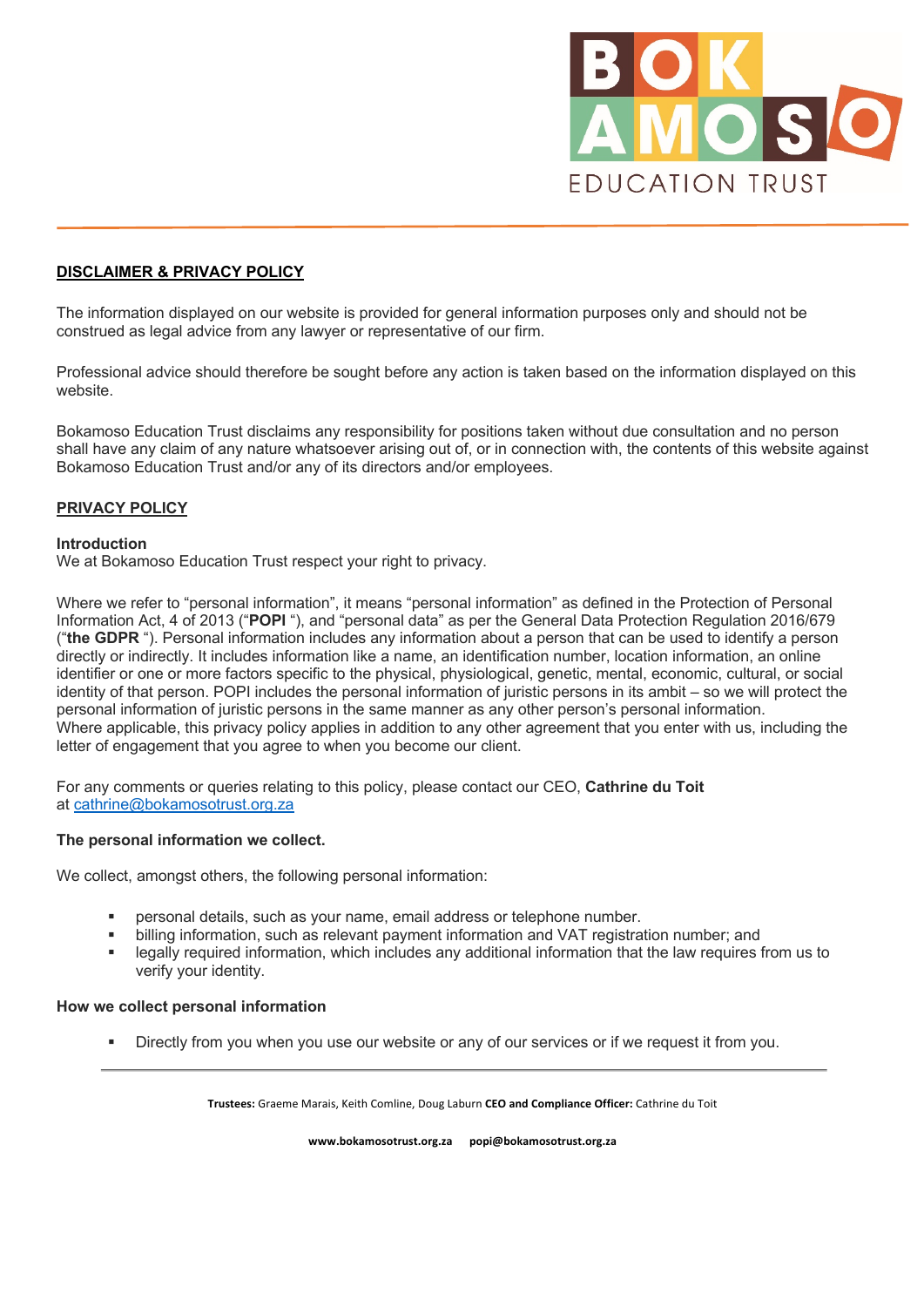# DISCLAIMER & PRIVACY POLICY

The information displayed on our website is provided for general information purposes only and should not be construed as legal advice from any lawyer or representative of our firm.

Professional advice should therefore be sought before any action is taken based on the information displayed on this website.

Bokamoso Education Trust disclaims any responsibility for positions taken without due consultation and no person shall have any claim of any nature whatsoever arising out of, or in connection with, the contents of this website against Bokamoso Education Trust and/or any of its directors and/or employees.

## PRIVACY POLICY

### Introduction

We at Bokamoso Education Trust respect your right to privacy.

Where we refer to "personal information", it means "personal information" as defined in the Protection of Personal Information Act, 4 of 2013 ("**POPI** "), and "personal data" as per the General Data Protection Regulation 2016/679 ("**the GDPR** "). Personal information includes any information about a person that can be used to identify a person directly or indirectly. It includes information like a name, an identification number, location information, an online identifier or one or more factors specific to the physical, physiological, genetic, mental, economic, cultural, or social identity of that person. POPI includes the personal information of juristic persons in its ambit – so we will protect the personal information of juristic persons in the same manner as any other person's personal information.
Where applicable, this privacy policy applies in addition to any other agreement that you enter with us, including the letter of engagement that you agree to when you become our client.

For any comments or queries relating to this policy, please contact our CEO, **Cathrine du Toit** at cathrine@bokamosotrust.org.za

### The personal information we collect.

We collect, amongst others, the following personal information:

- personal details, such as your name, email address or telephone number.
- billing information, such as relevant payment information and VAT registration number; and
- legally required information, which includes any additional information that the law requires from us to verify your identity.

### How we collect personal information

- Directly from you when you use our website or any of our services or if we request it from you.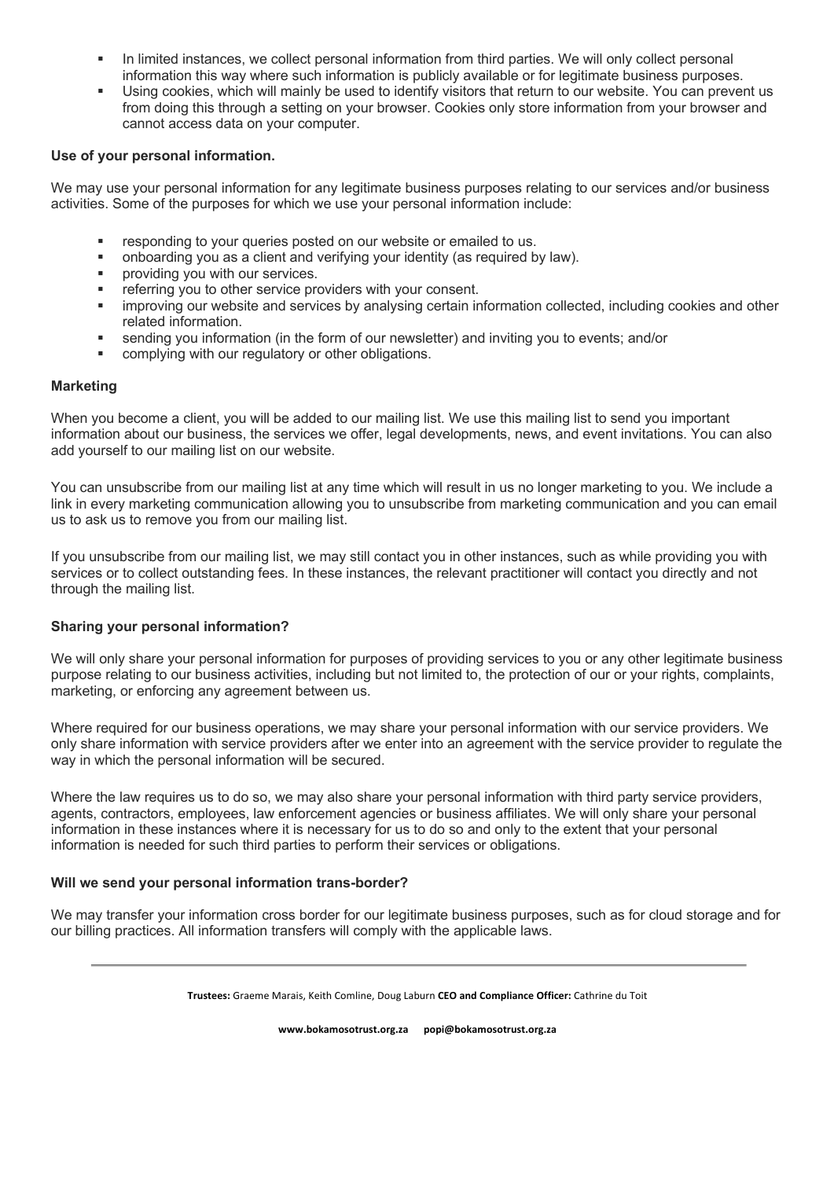- In limited instances, we collect personal information from third parties. We will only collect personal information this way where such information is publicly available or for legitimate business purposes.
- Using cookies, which will mainly be used to identify visitors that return to our website. You can prevent us from doing this through a setting on your browser. Cookies only store information from your browser and cannot access data on your computer.

**Use of your personal information.**

We may use your personal information for any legitimate business purposes relating to our services and/or business activities. Some of the purposes for which we use your personal information include:

- responding to your queries posted on our website or emailed to us.
- onboarding you as a client and verifying your identity (as required by law).
- providing you with our services.
- referring you to other service providers with your consent.
- improving our website and services by analysing certain information collected, including cookies and other related information.
- sending you information (in the form of our newsletter) and inviting you to events; and/or
- complying with our regulatory or other obligations.

**Marketing**

When you become a client, you will be added to our mailing list. We use this mailing list to send you important information about our business, the services we offer, legal developments, news, and event invitations. You can also add yourself to our mailing list on our website.

You can unsubscribe from our mailing list at any time which will result in us no longer marketing to you. We include a link in every marketing communication allowing you to unsubscribe from marketing communication and you can email us to ask us to remove you from our mailing list.

If you unsubscribe from our mailing list, we may still contact you in other instances, such as while providing you with services or to collect outstanding fees. In these instances, the relevant practitioner will contact you directly and not through the mailing list.

**Sharing your personal information?**

We will only share your personal information for purposes of providing services to you or any other legitimate business purpose relating to our business activities, including but not limited to, the protection of our or your rights, complaints, marketing, or enforcing any agreement between us.

Where required for our business operations, we may share your personal information with our service providers. We only share information with service providers after we enter into an agreement with the service provider to regulate the way in which the personal information will be secured.

Where the law requires us to do so, we may also share your personal information with third party service providers, agents, contractors, employees, law enforcement agencies or business affiliates. We will only share your personal information in these instances where it is necessary for us to do so and only to the extent that your personal information is needed for such third parties to perform their services or obligations.

**Will we send your personal information trans-border?**

We may transfer your information cross border for our legitimate business purposes, such as for cloud storage and for our billing practices. All information transfers will comply with the applicable laws.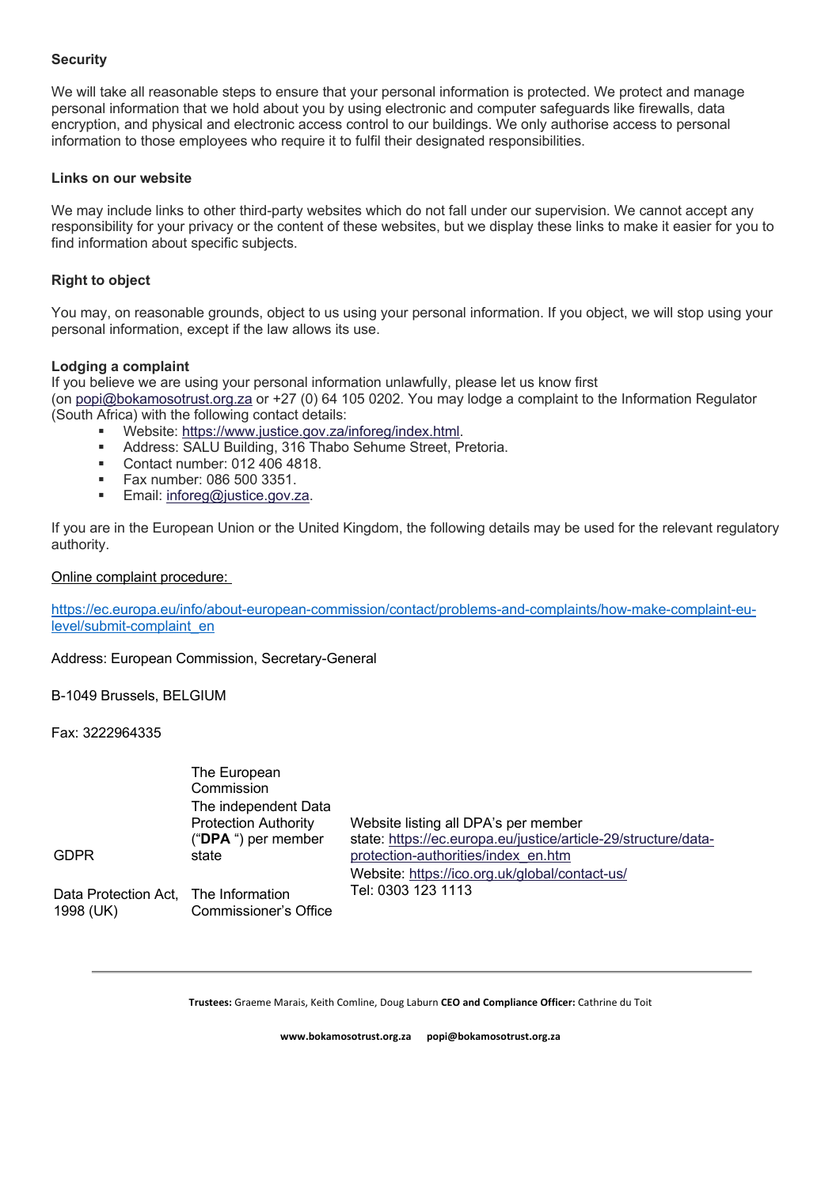**Security**

We will take all reasonable steps to ensure that your personal information is protected. We protect and manage personal information that we hold about you by using electronic and computer safeguards like firewalls, data encryption, and physical and electronic access control to our buildings. We only authorise access to personal information to those employees who require it to fulfil their designated responsibilities.

**Links on our website**

We may include links to other third-party websites which do not fall under our supervision. We cannot accept any responsibility for your privacy or the content of these websites, but we display these links to make it easier for you to find information about specific subjects.

**Right to object**

You may, on reasonable grounds, object to us using your personal information. If you object, we will stop using your personal information, except if the law allows its use.

**Lodging a complaint**

If you believe we are using your personal information unlawfully, please let us know first (on popi@bokamosotrust.org.za or +27 (0) 64 105 0202. You may lodge a complaint to the Information Regulator (South Africa) with the following contact details:

- Website: https://www.justice.gov.za/inforeg/index.html.
- Address: SALU Building, 316 Thabo Sehume Street, Pretoria.
- Contact number: 012 406 4818.
- Fax number: 086 500 3351.
- Email: inforeg@justice.gov.za.

If you are in the European Union or the United Kingdom, the following details may be used for the relevant regulatory authority.

Online complaint procedure:

https://ec.europa.eu/info/about-european-commission/contact/problems-and-complaints/how-make-complaint-eu-level/submit-complaint_en

Address: European Commission, Secretary-General

B-1049 Brussels, BELGIUM

Fax: 3222964335

| | | |
|---|---|---|
| GDPR | The European Commission<br>The independent Data Protection Authority ("**DPA** ") per member state | Website listing all DPA's per member state: https://ec.europa.eu/justice/article-29/structure/data-protection-authorities/index_en.htm |
| Data Protection Act, 1998 (UK) | The Information Commissioner's Office | Website: https://ico.org.uk/global/contact-us/<br>Tel: 0303 123 1113 |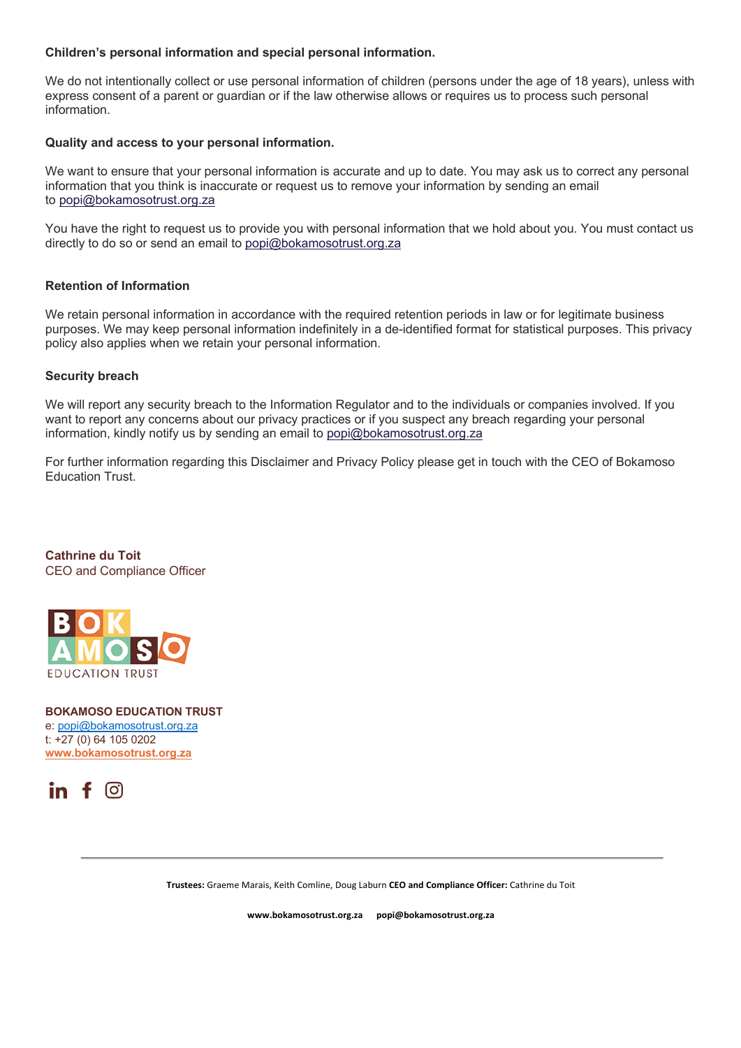**Children's personal information and special personal information.**

We do not intentionally collect or use personal information of children (persons under the age of 18 years), unless with express consent of a parent or guardian or if the law otherwise allows or requires us to process such personal information.

**Quality and access to your personal information.**

We want to ensure that your personal information is accurate and up to date. You may ask us to correct any personal information that you think is inaccurate or request us to remove your information by sending an email to popi@bokamosotrust.org.za

You have the right to request us to provide you with personal information that we hold about you. You must contact us directly to do so or send an email to popi@bokamosotrust.org.za

**Retention of Information**

We retain personal information in accordance with the required retention periods in law or for legitimate business purposes. We may keep personal information indefinitely in a de-identified format for statistical purposes. This privacy policy also applies when we retain your personal information.

**Security breach**

We will report any security breach to the Information Regulator and to the individuals or companies involved. If you want to report any concerns about our privacy practices or if you suspect any breach regarding your personal information, kindly notify us by sending an email to popi@bokamosotrust.org.za

For further information regarding this Disclaimer and Privacy Policy please get in touch with the CEO of Bokamoso Education Trust.

**Cathrine du Toit**
CEO and Compliance Officer

BOKAMOSO EDUCATION TRUST

**BOKAMOSO EDUCATION TRUST**
e: popi@bokamosotrust.org.za
t: +27 (0) 64 105 0202
**www.bokamosotrust.org.za**

**Trustees:** Graeme Marais, Keith Comline, Doug Laburn **CEO and Compliance Officer:** Cathrine du Toit

**www.bokamosotrust.org.za** **popi@bokamosotrust.org.za**